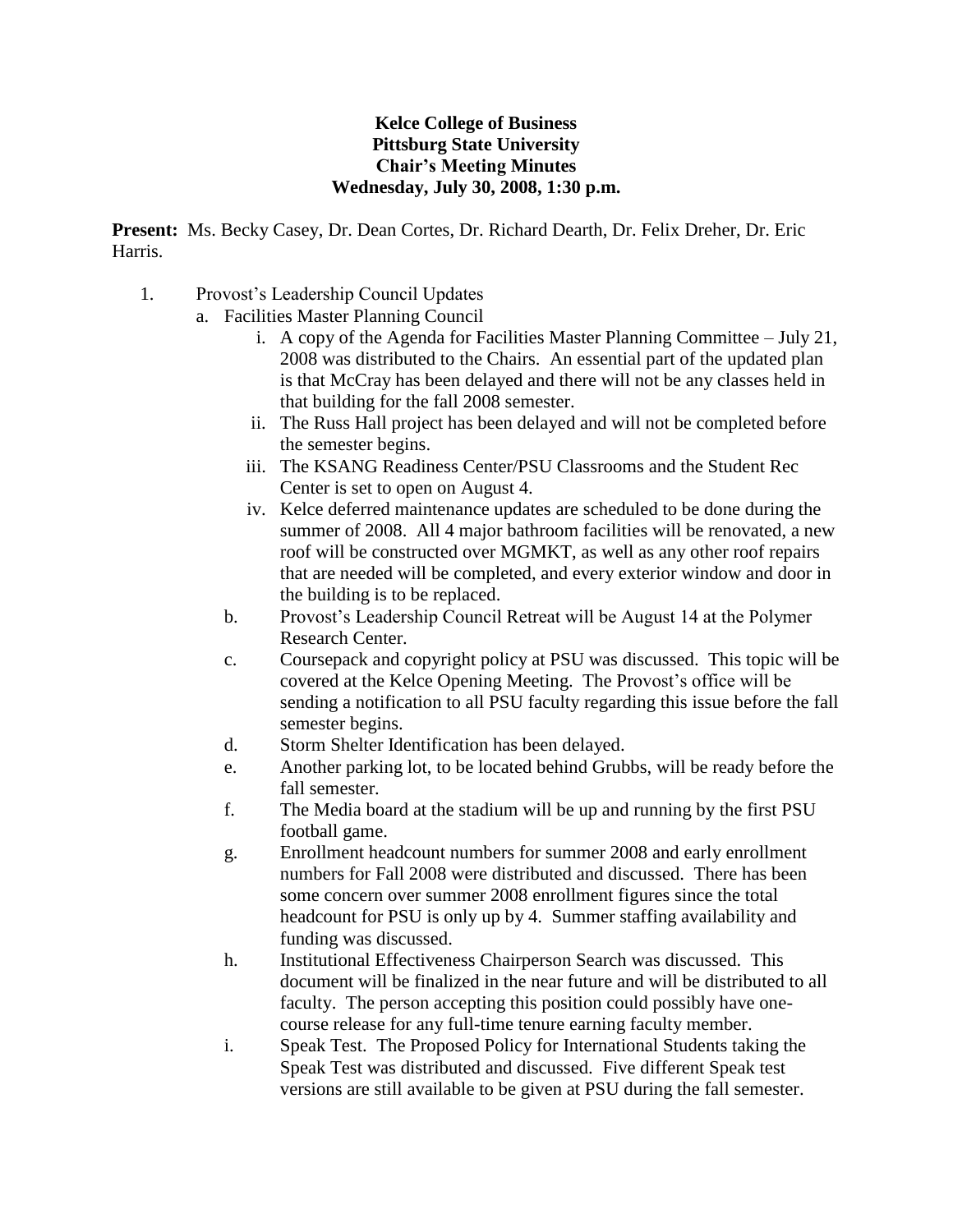**Kelce College of Business**
**Pittsburg State University**
**Chair's Meeting Minutes**
**Wednesday, July 30, 2008, 1:30 p.m.**

**Present:** Ms. Becky Casey, Dr. Dean Cortes, Dr. Richard Dearth, Dr. Felix Dreher, Dr. Eric Harris.

1. Provost's Leadership Council Updates
   a. Facilities Master Planning Council
      i. A copy of the Agenda for Facilities Master Planning Committee – July 21, 2008 was distributed to the Chairs. An essential part of the updated plan is that McCray has been delayed and there will not be any classes held in that building for the fall 2008 semester.
      ii. The Russ Hall project has been delayed and will not be completed before the semester begins.
      iii. The KSANG Readiness Center/PSU Classrooms and the Student Rec Center is set to open on August 4.
      iv. Kelce deferred maintenance updates are scheduled to be done during the summer of 2008. All 4 major bathroom facilities will be renovated, a new roof will be constructed over MGMKT, as well as any other roof repairs that are needed will be completed, and every exterior window and door in the building is to be replaced.
   b. Provost's Leadership Council Retreat will be August 14 at the Polymer Research Center.
   c. Coursepack and copyright policy at PSU was discussed. This topic will be covered at the Kelce Opening Meeting. The Provost's office will be sending a notification to all PSU faculty regarding this issue before the fall semester begins.
   d. Storm Shelter Identification has been delayed.
   e. Another parking lot, to be located behind Grubbs, will be ready before the fall semester.
   f. The Media board at the stadium will be up and running by the first PSU football game.
   g. Enrollment headcount numbers for summer 2008 and early enrollment numbers for Fall 2008 were distributed and discussed. There has been some concern over summer 2008 enrollment figures since the total headcount for PSU is only up by 4. Summer staffing availability and funding was discussed.
   h. Institutional Effectiveness Chairperson Search was discussed. This document will be finalized in the near future and will be distributed to all faculty. The person accepting this position could possibly have one-course release for any full-time tenure earning faculty member.
   i. Speak Test. The Proposed Policy for International Students taking the Speak Test was distributed and discussed. Five different Speak test versions are still available to be given at PSU during the fall semester.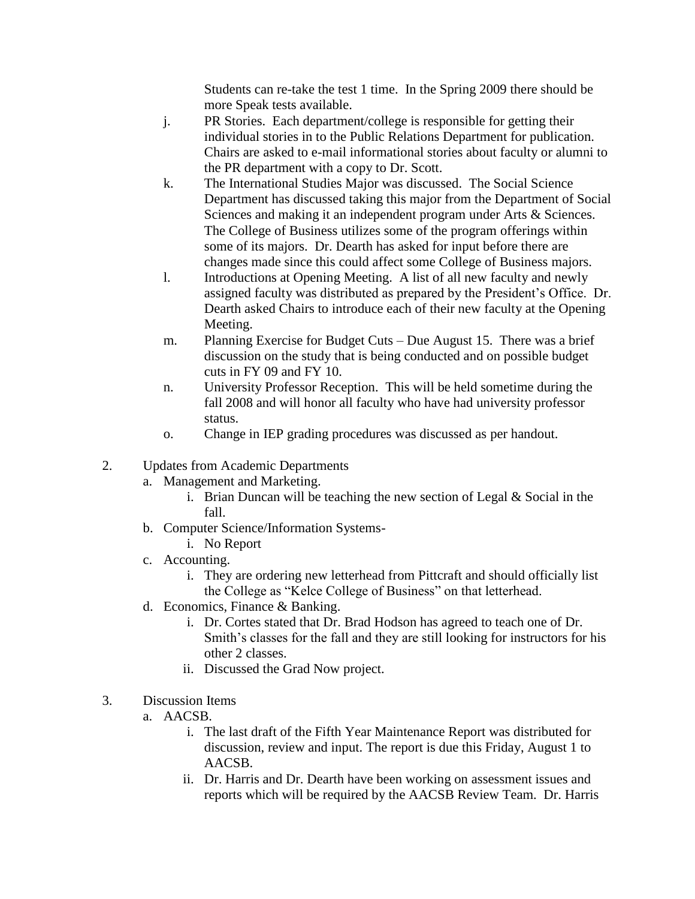Students can re-take the test 1 time. In the Spring 2009 there should be more Speak tests available.

j. PR Stories. Each department/college is responsible for getting their individual stories in to the Public Relations Department for publication. Chairs are asked to e-mail informational stories about faculty or alumni to the PR department with a copy to Dr. Scott.

k. The International Studies Major was discussed. The Social Science Department has discussed taking this major from the Department of Social Sciences and making it an independent program under Arts & Sciences. The College of Business utilizes some of the program offerings within some of its majors. Dr. Dearth has asked for input before there are changes made since this could affect some College of Business majors.

l. Introductions at Opening Meeting. A list of all new faculty and newly assigned faculty was distributed as prepared by the President's Office. Dr. Dearth asked Chairs to introduce each of their new faculty at the Opening Meeting.

m. Planning Exercise for Budget Cuts – Due August 15. There was a brief discussion on the study that is being conducted and on possible budget cuts in FY 09 and FY 10.

n. University Professor Reception. This will be held sometime during the fall 2008 and will honor all faculty who have had university professor status.

o. Change in IEP grading procedures was discussed as per handout.

2. Updates from Academic Departments
   a. Management and Marketing.
      i. Brian Duncan will be teaching the new section of Legal & Social in the fall.
   b. Computer Science/Information Systems-
      i. No Report
   c. Accounting.
      i. They are ordering new letterhead from Pittcraft and should officially list the College as "Kelce College of Business" on that letterhead.
   d. Economics, Finance & Banking.
      i. Dr. Cortes stated that Dr. Brad Hodson has agreed to teach one of Dr. Smith's classes for the fall and they are still looking for instructors for his other 2 classes.
      ii. Discussed the Grad Now project.

3. Discussion Items
   a. AACSB.
      i. The last draft of the Fifth Year Maintenance Report was distributed for discussion, review and input. The report is due this Friday, August 1 to AACSB.
      ii. Dr. Harris and Dr. Dearth have been working on assessment issues and reports which will be required by the AACSB Review Team. Dr. Harris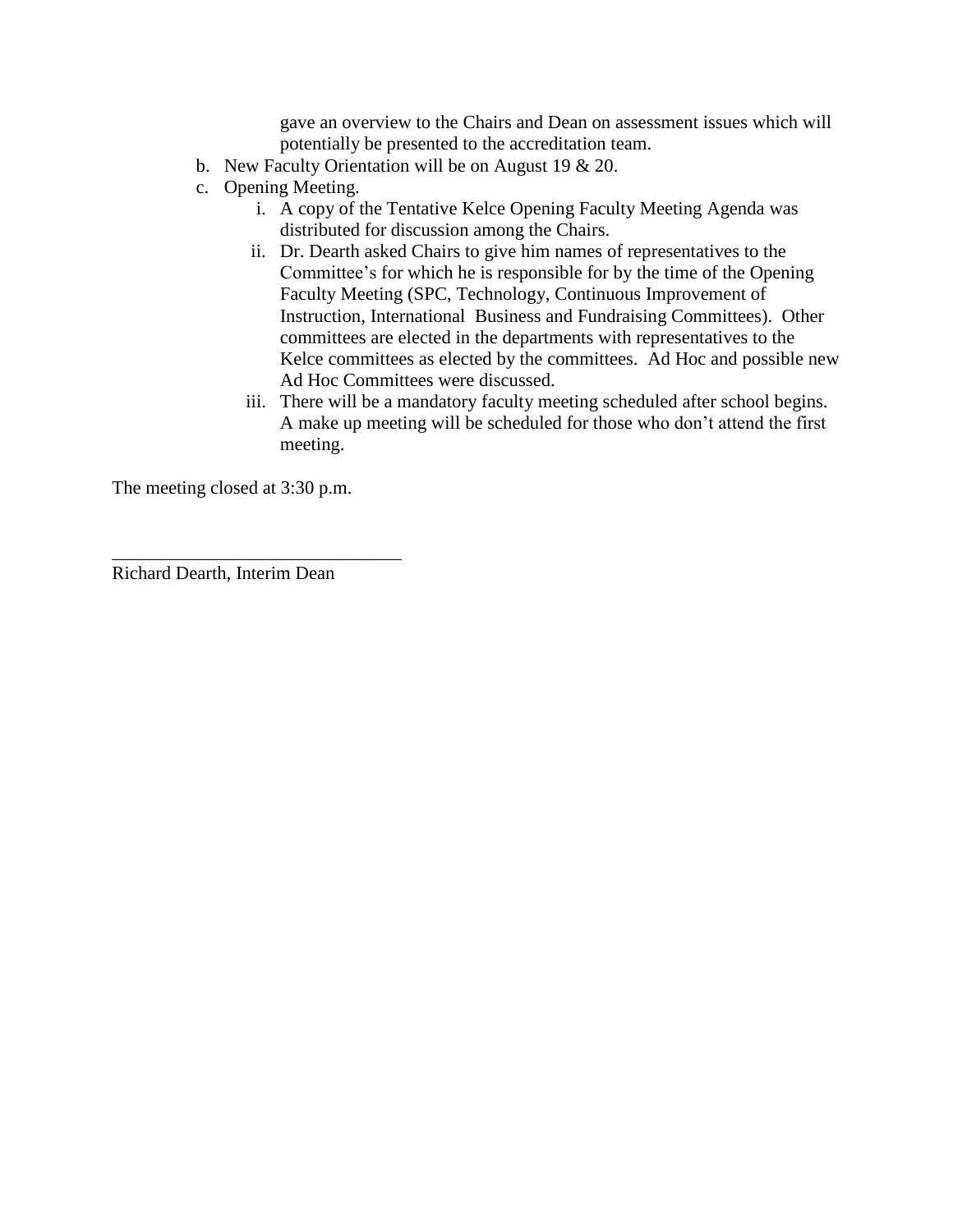gave an overview to the Chairs and Dean on assessment issues which will potentially be presented to the accreditation team.

b. New Faculty Orientation will be on August 19 & 20.

c. Opening Meeting.

    i. A copy of the Tentative Kelce Opening Faculty Meeting Agenda was distributed for discussion among the Chairs.

    ii. Dr. Dearth asked Chairs to give him names of representatives to the Committee's for which he is responsible for by the time of the Opening Faculty Meeting (SPC, Technology, Continuous Improvement of Instruction, International Business and Fundraising Committees). Other committees are elected in the departments with representatives to the Kelce committees as elected by the committees. Ad Hoc and possible new Ad Hoc Committees were discussed.

    iii. There will be a mandatory faculty meeting scheduled after school begins. A make up meeting will be scheduled for those who don't attend the first meeting.

The meeting closed at 3:30 p.m.

_______________________________
Richard Dearth, Interim Dean